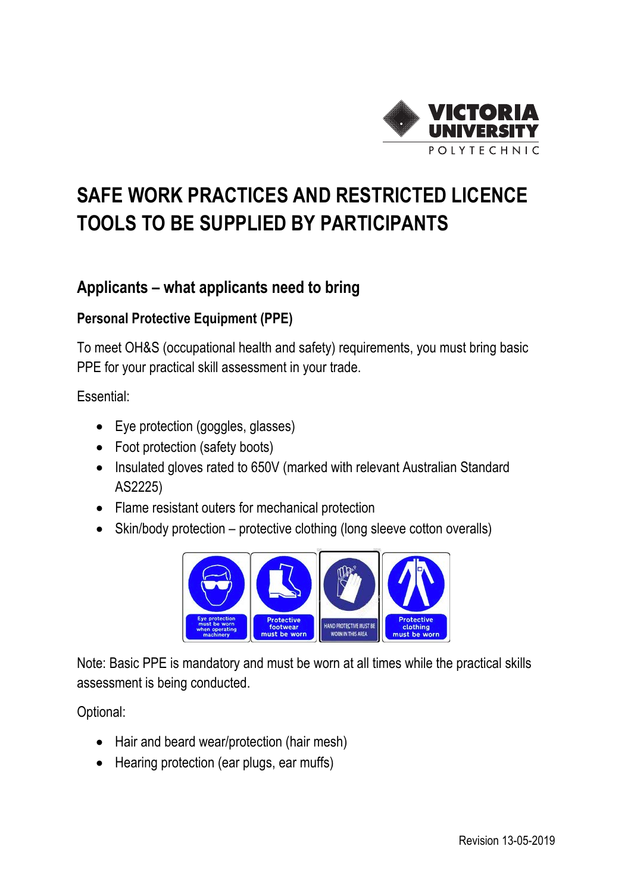# SAFE WORK PRACTICES AND RESTRICTED LICENCE TOOLS TO BE SUPPLIED BY PARTICIPANTS

## Applicants – what applicants need to bring

### Personal Protective Equipment (PPE)

To meet OH&S (occupational health and safety) requirements, you must bring basic PPE for your practical skill assessment in your trade.

Essential:

- Eye protection (goggles, glasses)
- Foot protection (safety boots)
- Insulated gloves rated to 650V (marked with relevant Australian Standard AS2225)
- Flame resistant outers for mechanical protection
- Skin/body protection – protective clothing (long sleeve cotton overalls)

Note: Basic PPE is mandatory and must be worn at all times while the practical skills assessment is being conducted.

Optional:

- Hair and beard wear/protection (hair mesh)
- Hearing protection (ear plugs, ear muffs)

Revision 13-05-2019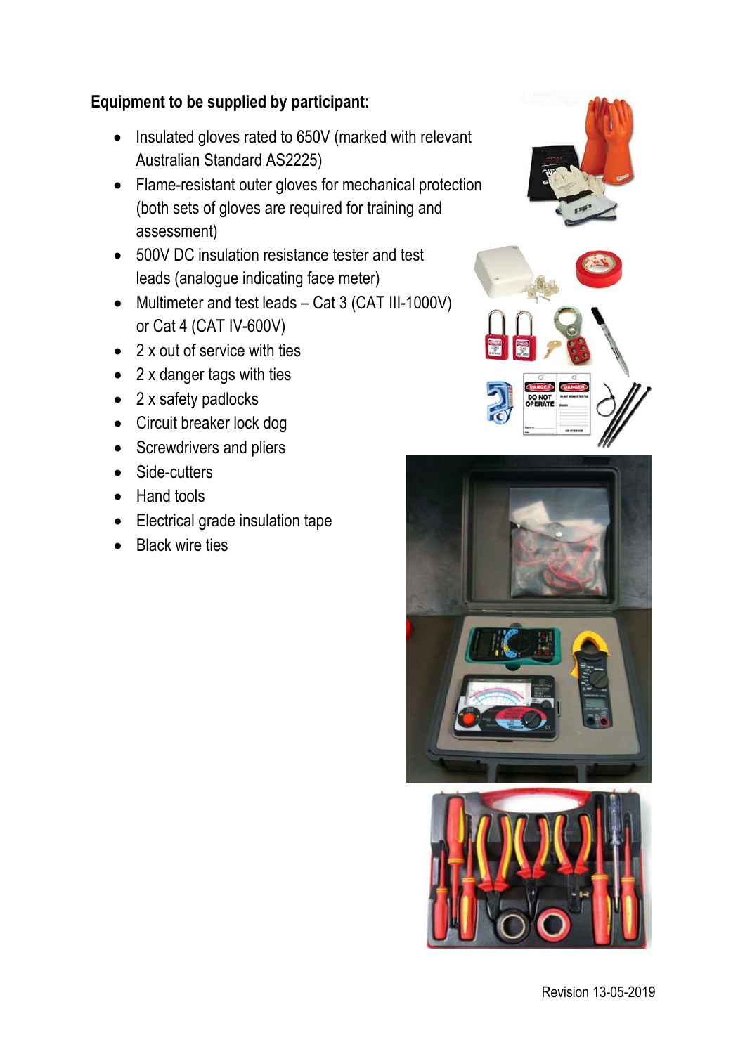**Equipment to be supplied by participant:**

- Insulated gloves rated to 650V (marked with relevant Australian Standard AS2225)
- Flame-resistant outer gloves for mechanical protection (both sets of gloves are required for training and assessment)
- 500V DC insulation resistance tester and test leads (analogue indicating face meter)
- Multimeter and test leads – Cat 3 (CAT III-1000V) or Cat 4 (CAT IV-600V)
- 2 x out of service with ties
- 2 x danger tags with ties
- 2 x safety padlocks
- Circuit breaker lock dog
- Screwdrivers and pliers
- Side-cutters
- Hand tools
- Electrical grade insulation tape
- Black wire ties

Revision 13-05-2019